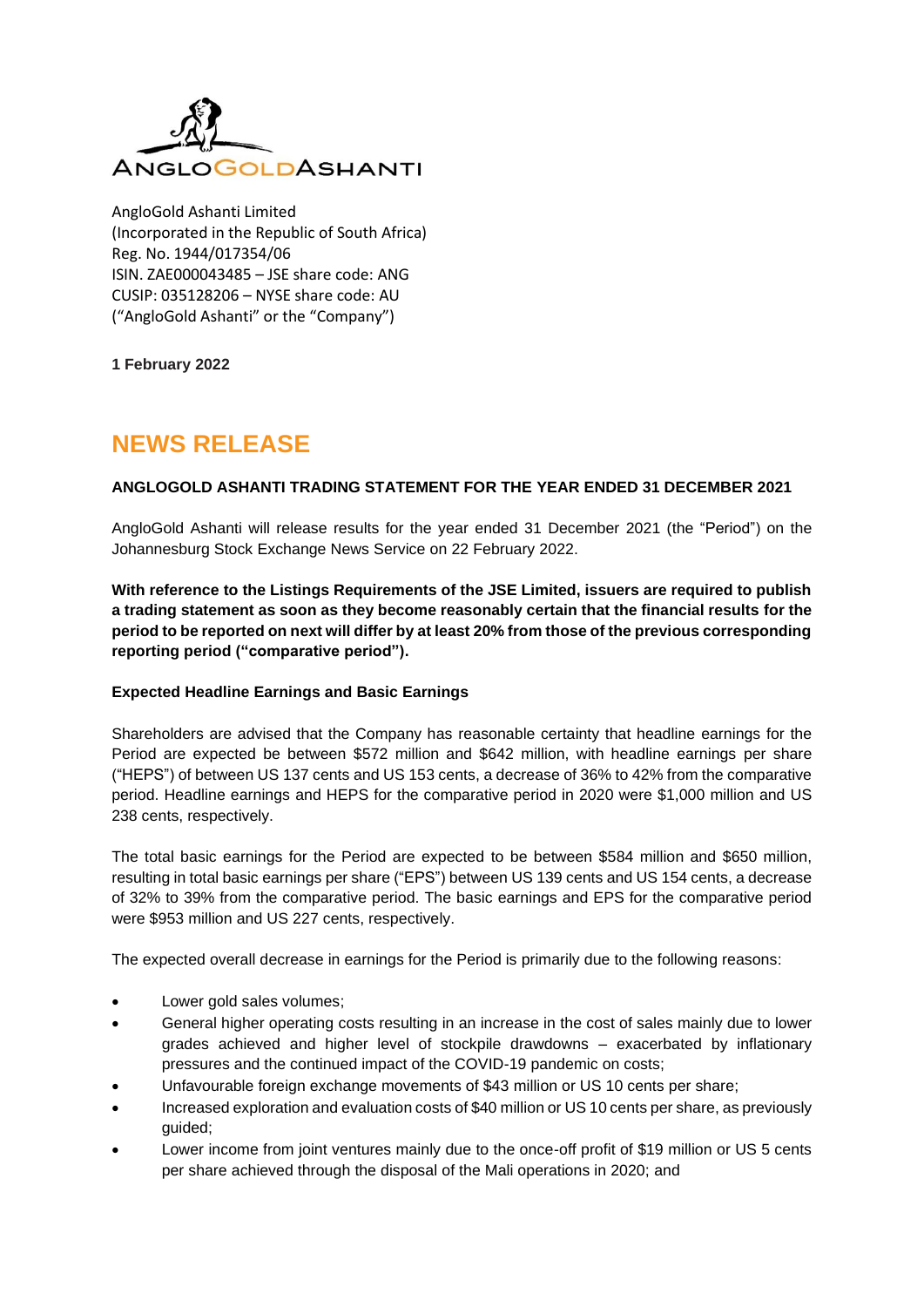AngloGold Ashanti Limited
(Incorporated in the Republic of South Africa)
Reg. No. 1944/017354/06
ISIN. ZAE000043485 – JSE share code: ANG
CUSIP: 035128206 – NYSE share code: AU
("AngloGold Ashanti" or the "Company")

**1 February 2022**

# NEWS RELEASE

**ANGLOGOLD ASHANTI TRADING STATEMENT FOR THE YEAR ENDED 31 DECEMBER 2021**

AngloGold Ashanti will release results for the year ended 31 December 2021 (the "Period") on the Johannesburg Stock Exchange News Service on 22 February 2022.

**With reference to the Listings Requirements of the JSE Limited, issuers are required to publish a trading statement as soon as they become reasonably certain that the financial results for the period to be reported on next will differ by at least 20% from those of the previous corresponding reporting period ("comparative period").**

**Expected Headline Earnings and Basic Earnings**

Shareholders are advised that the Company has reasonable certainty that headline earnings for the Period are expected be between $572 million and $642 million, with headline earnings per share ("HEPS") of between US 137 cents and US 153 cents, a decrease of 36% to 42% from the comparative period. Headline earnings and HEPS for the comparative period in 2020 were $1,000 million and US 238 cents, respectively.

The total basic earnings for the Period are expected to be between $584 million and $650 million, resulting in total basic earnings per share ("EPS") between US 139 cents and US 154 cents, a decrease of 32% to 39% from the comparative period. The basic earnings and EPS for the comparative period were $953 million and US 227 cents, respectively.

The expected overall decrease in earnings for the Period is primarily due to the following reasons:

- Lower gold sales volumes;
- General higher operating costs resulting in an increase in the cost of sales mainly due to lower grades achieved and higher level of stockpile drawdowns – exacerbated by inflationary pressures and the continued impact of the COVID-19 pandemic on costs;
- Unfavourable foreign exchange movements of $43 million or US 10 cents per share;
- Increased exploration and evaluation costs of $40 million or US 10 cents per share, as previously guided;
- Lower income from joint ventures mainly due to the once-off profit of $19 million or US 5 cents per share achieved through the disposal of the Mali operations in 2020; and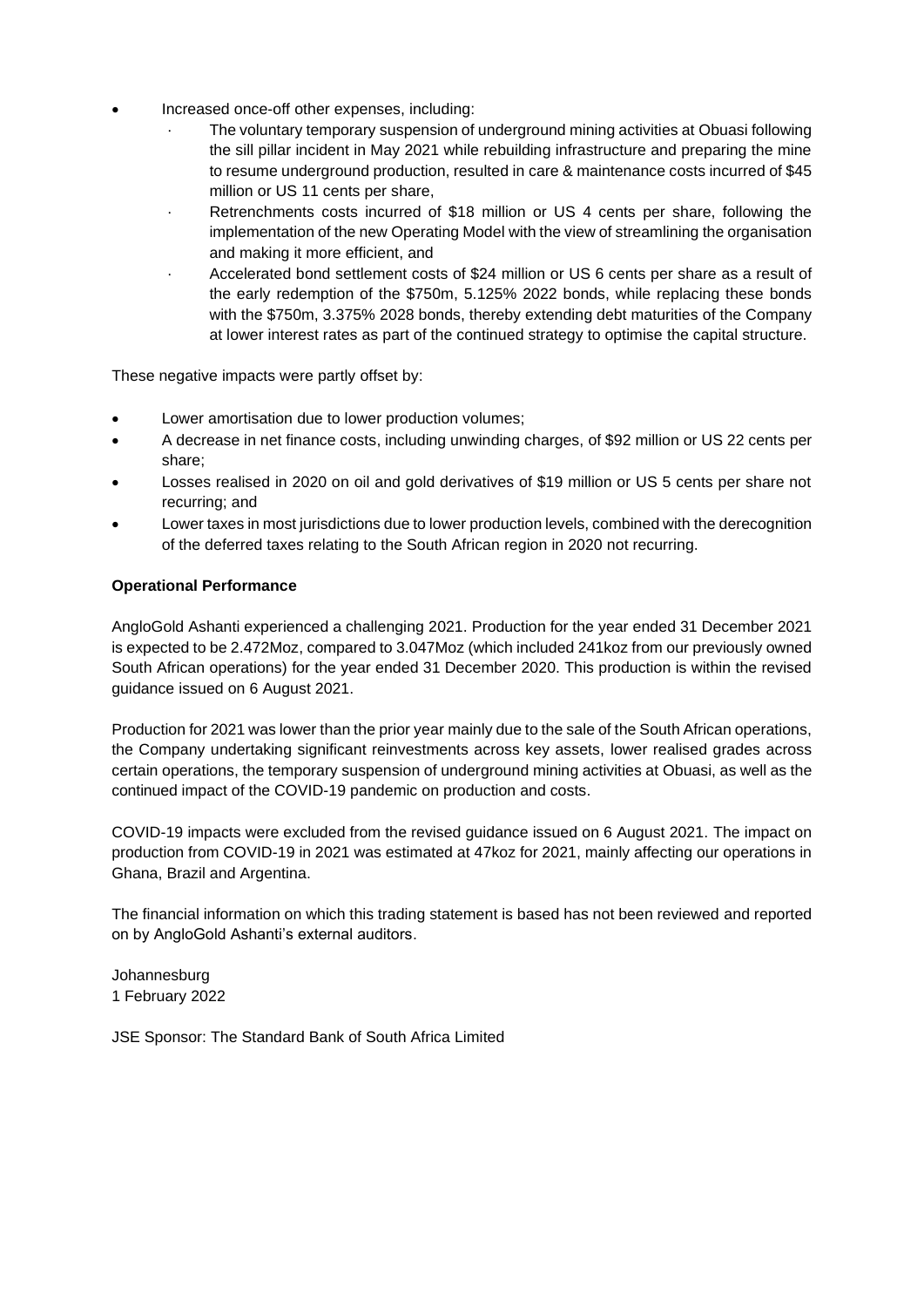- Increased once-off other expenses, including:
  - The voluntary temporary suspension of underground mining activities at Obuasi following the sill pillar incident in May 2021 while rebuilding infrastructure and preparing the mine to resume underground production, resulted in care & maintenance costs incurred of $45 million or US 11 cents per share,
  - Retrenchments costs incurred of $18 million or US 4 cents per share, following the implementation of the new Operating Model with the view of streamlining the organisation and making it more efficient, and
  - Accelerated bond settlement costs of $24 million or US 6 cents per share as a result of the early redemption of the $750m, 5.125% 2022 bonds, while replacing these bonds with the $750m, 3.375% 2028 bonds, thereby extending debt maturities of the Company at lower interest rates as part of the continued strategy to optimise the capital structure.

These negative impacts were partly offset by:

- Lower amortisation due to lower production volumes;
- A decrease in net finance costs, including unwinding charges, of $92 million or US 22 cents per share;
- Losses realised in 2020 on oil and gold derivatives of $19 million or US 5 cents per share not recurring; and
- Lower taxes in most jurisdictions due to lower production levels, combined with the derecognition of the deferred taxes relating to the South African region in 2020 not recurring.

**Operational Performance**

AngloGold Ashanti experienced a challenging 2021. Production for the year ended 31 December 2021 is expected to be 2.472Moz, compared to 3.047Moz (which included 241koz from our previously owned South African operations) for the year ended 31 December 2020. This production is within the revised guidance issued on 6 August 2021.

Production for 2021 was lower than the prior year mainly due to the sale of the South African operations, the Company undertaking significant reinvestments across key assets, lower realised grades across certain operations, the temporary suspension of underground mining activities at Obuasi, as well as the continued impact of the COVID-19 pandemic on production and costs.

COVID-19 impacts were excluded from the revised guidance issued on 6 August 2021. The impact on production from COVID-19 in 2021 was estimated at 47koz for 2021, mainly affecting our operations in Ghana, Brazil and Argentina.

The financial information on which this trading statement is based has not been reviewed and reported on by AngloGold Ashanti's external auditors.

Johannesburg
1 February 2022

JSE Sponsor: The Standard Bank of South Africa Limited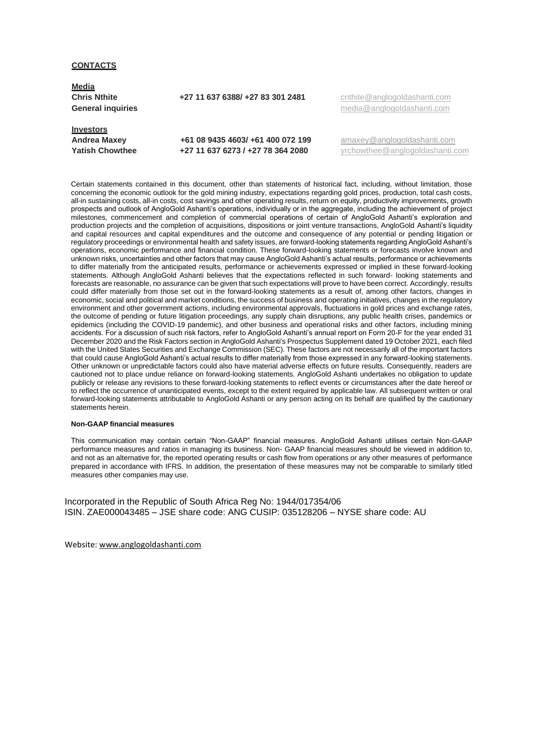**CONTACTS**

**Media**

| | | |
|---|---|---|
| **Chris Nthite** | **+27 11 637 6388/ +27 83 301 2481** | cnthite@anglogoldashanti.com |
| **General inquiries** | | media@anglogoldashanti.com |

**Investors**

| | | |
|---|---|---|
| **Andrea Maxey** | **+61 08 9435 4603/ +61 400 072 199** | amaxey@anglogoldashanti.com |
| **Yatish Chowthee** | **+27 11 637 6273 / +27 78 364 2080** | yrchowthee@anglogoldashanti.com |

Certain statements contained in this document, other than statements of historical fact, including, without limitation, those concerning the economic outlook for the gold mining industry, expectations regarding gold prices, production, total cash costs, all-in sustaining costs, all-in costs, cost savings and other operating results, return on equity, productivity improvements, growth prospects and outlook of AngloGold Ashanti's operations, individually or in the aggregate, including the achievement of project milestones, commencement and completion of commercial operations of certain of AngloGold Ashanti's exploration and production projects and the completion of acquisitions, dispositions or joint venture transactions, AngloGold Ashanti's liquidity and capital resources and capital expenditures and the outcome and consequence of any potential or pending litigation or regulatory proceedings or environmental health and safety issues, are forward-looking statements regarding AngloGold Ashanti's operations, economic performance and financial condition. These forward-looking statements or forecasts involve known and unknown risks, uncertainties and other factors that may cause AngloGold Ashanti's actual results, performance or achievements to differ materially from the anticipated results, performance or achievements expressed or implied in these forward-looking statements. Although AngloGold Ashanti believes that the expectations reflected in such forward- looking statements and forecasts are reasonable, no assurance can be given that such expectations will prove to have been correct. Accordingly, results could differ materially from those set out in the forward-looking statements as a result of, among other factors, changes in economic, social and political and market conditions, the success of business and operating initiatives, changes in the regulatory environment and other government actions, including environmental approvals, fluctuations in gold prices and exchange rates, the outcome of pending or future litigation proceedings, any supply chain disruptions, any public health crises, pandemics or epidemics (including the COVID-19 pandemic), and other business and operational risks and other factors, including mining accidents. For a discussion of such risk factors, refer to AngloGold Ashanti's annual report on Form 20-F for the year ended 31 December 2020 and the Risk Factors section in AngloGold Ashanti's Prospectus Supplement dated 19 October 2021, each filed with the United States Securities and Exchange Commission (SEC). These factors are not necessarily all of the important factors that could cause AngloGold Ashanti's actual results to differ materially from those expressed in any forward-looking statements. Other unknown or unpredictable factors could also have material adverse effects on future results. Consequently, readers are cautioned not to place undue reliance on forward-looking statements. AngloGold Ashanti undertakes no obligation to update publicly or release any revisions to these forward-looking statements to reflect events or circumstances after the date hereof or to reflect the occurrence of unanticipated events, except to the extent required by applicable law. All subsequent written or oral forward-looking statements attributable to AngloGold Ashanti or any person acting on its behalf are qualified by the cautionary statements herein.

**Non-GAAP financial measures**

This communication may contain certain "Non-GAAP" financial measures. AngloGold Ashanti utilises certain Non-GAAP performance measures and ratios in managing its business. Non- GAAP financial measures should be viewed in addition to, and not as an alternative for, the reported operating results or cash flow from operations or any other measures of performance prepared in accordance with IFRS. In addition, the presentation of these measures may not be comparable to similarly titled measures other companies may use.

Incorporated in the Republic of South Africa Reg No: 1944/017354/06
ISIN. ZAE000043485 – JSE share code: ANG CUSIP: 035128206 – NYSE share code: AU

Website: www.anglogoldashanti.com